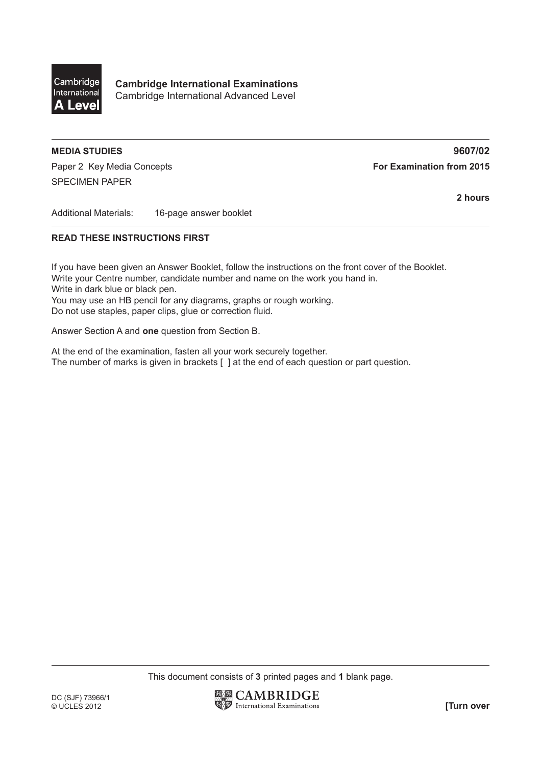**Cambridge International Examinations**
Cambridge International Advanced Level

**MEDIA STUDIES** **9607/02**

Paper 2 Key Media Concepts **For Examination from 2015**

SPECIMEN PAPER

**2 hours**

Additional Materials: 16-page answer booklet

**READ THESE INSTRUCTIONS FIRST**

If you have been given an Answer Booklet, follow the instructions on the front cover of the Booklet.
Write your Centre number, candidate number and name on the work you hand in.
Write in dark blue or black pen.
You may use an HB pencil for any diagrams, graphs or rough working.
Do not use staples, paper clips, glue or correction fluid.

Answer Section A and **one** question from Section B.

At the end of the examination, fasten all your work securely together.
The number of marks is given in brackets [ ] at the end of each question or part question.

This document consists of **3** printed pages and **1** blank page.

DC (SJF) 73966/1
© UCLES 2012

**[Turn over**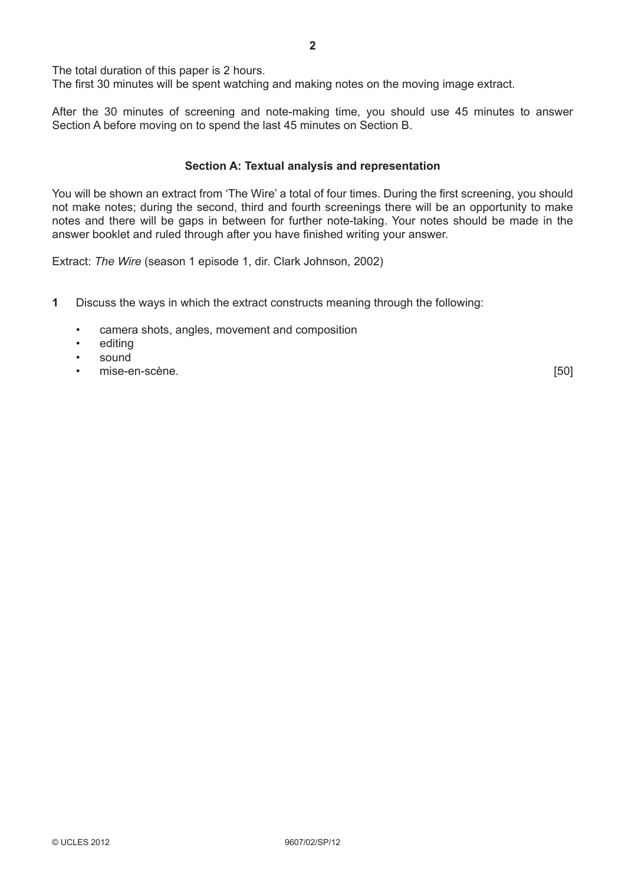The total duration of this paper is 2 hours.
The first 30 minutes will be spent watching and making notes on the moving image extract.

After the 30 minutes of screening and note-making time, you should use 45 minutes to answer Section A before moving on to spend the last 45 minutes on Section B.

## Section A: Textual analysis and representation

You will be shown an extract from 'The Wire' a total of four times. During the first screening, you should not make notes; during the second, third and fourth screenings there will be an opportunity to make notes and there will be gaps in between for further note-taking. Your notes should be made in the answer booklet and ruled through after you have finished writing your answer.

Extract: *The Wire* (season 1 episode 1, dir. Clark Johnson, 2002)

**1** Discuss the ways in which the extract constructs meaning through the following:

- camera shots, angles, movement and composition
- editing
- sound
- mise-en-scène. [50]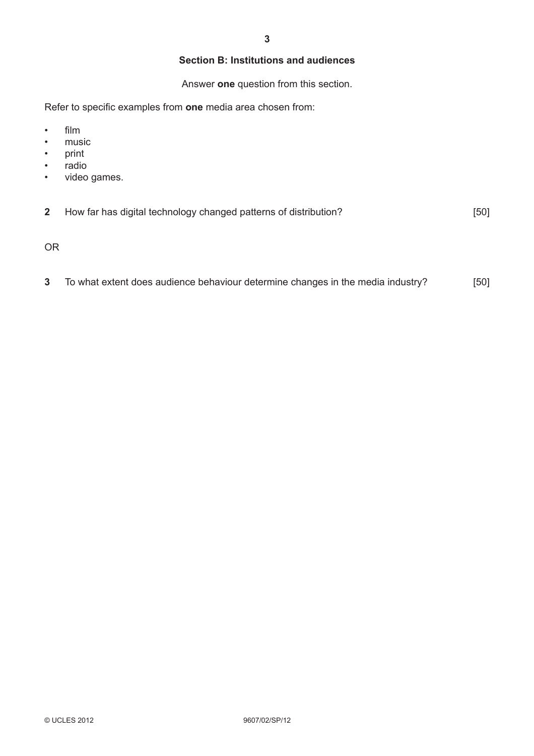## Section B: Institutions and audiences

Answer **one** question from this section.

Refer to specific examples from **one** media area chosen from:

- film
- music
- print
- radio
- video games.

**2** How far has digital technology changed patterns of distribution? [50]

OR

**3** To what extent does audience behaviour determine changes in the media industry? [50]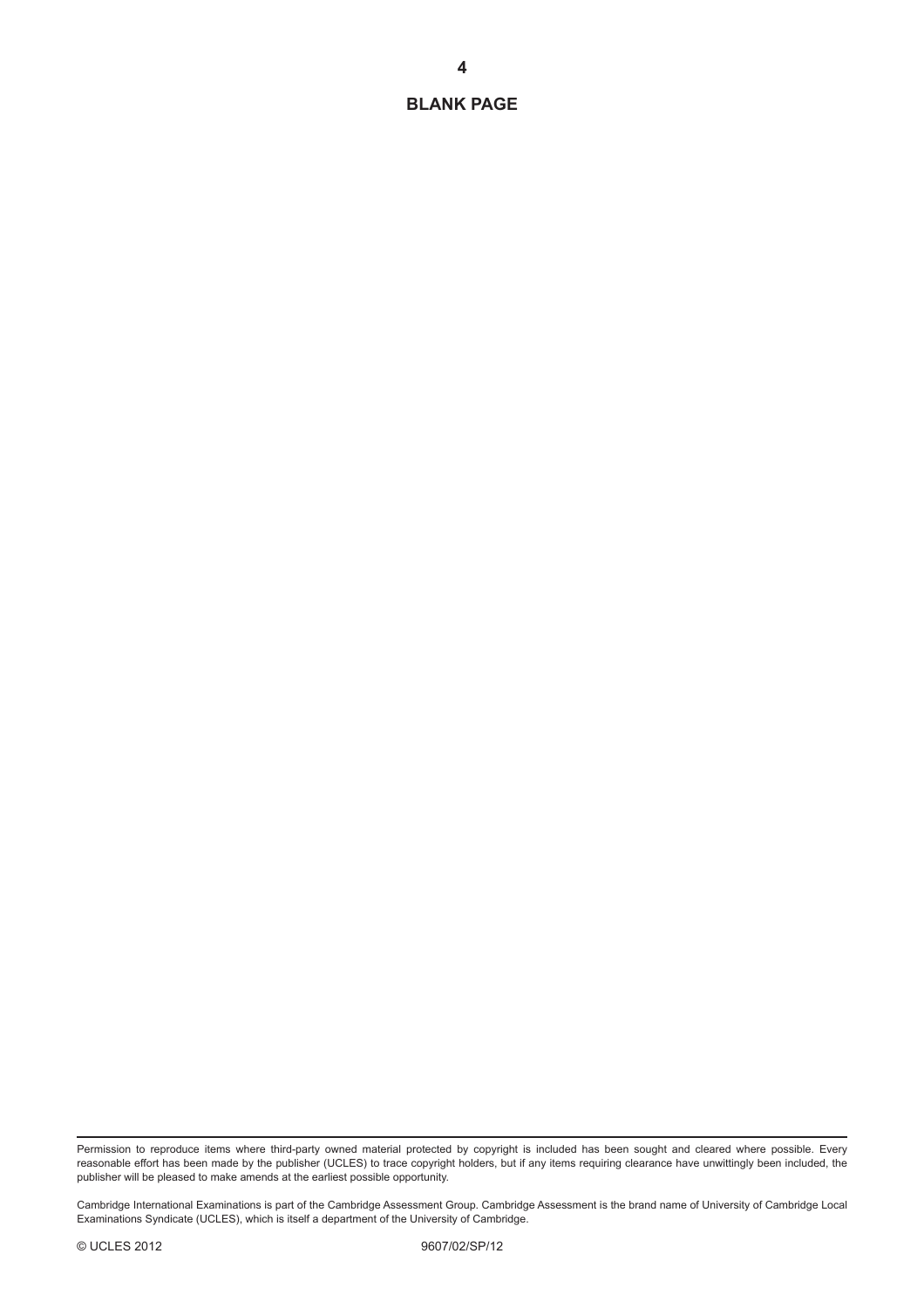**BLANK PAGE**

Permission to reproduce items where third-party owned material protected by copyright is included has been sought and cleared where possible. Every reasonable effort has been made by the publisher (UCLES) to trace copyright holders, but if any items requiring clearance have unwittingly been included, the publisher will be pleased to make amends at the earliest possible opportunity.

Cambridge International Examinations is part of the Cambridge Assessment Group. Cambridge Assessment is the brand name of University of Cambridge Local Examinations Syndicate (UCLES), which is itself a department of the University of Cambridge.